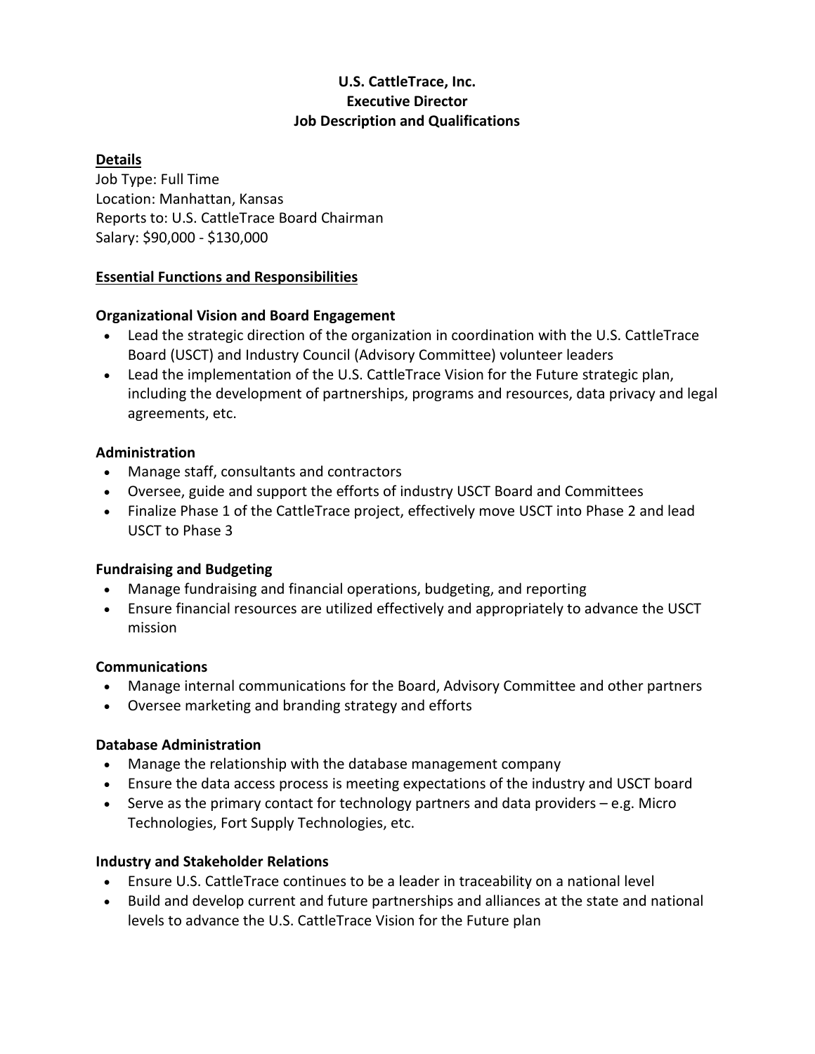# U.S. CattleTrace, Inc.
# Executive Director
# Job Description and Qualifications

## Details

Job Type: Full Time
Location: Manhattan, Kansas
Reports to: U.S. CattleTrace Board Chairman
Salary: $90,000 - $130,000

## Essential Functions and Responsibilities

### Organizational Vision and Board Engagement

- Lead the strategic direction of the organization in coordination with the U.S. CattleTrace Board (USCT) and Industry Council (Advisory Committee) volunteer leaders
- Lead the implementation of the U.S. CattleTrace Vision for the Future strategic plan, including the development of partnerships, programs and resources, data privacy and legal agreements, etc.

### Administration

- Manage staff, consultants and contractors
- Oversee, guide and support the efforts of industry USCT Board and Committees
- Finalize Phase 1 of the CattleTrace project, effectively move USCT into Phase 2 and lead USCT to Phase 3

### Fundraising and Budgeting

- Manage fundraising and financial operations, budgeting, and reporting
- Ensure financial resources are utilized effectively and appropriately to advance the USCT mission

### Communications

- Manage internal communications for the Board, Advisory Committee and other partners
- Oversee marketing and branding strategy and efforts

### Database Administration

- Manage the relationship with the database management company
- Ensure the data access process is meeting expectations of the industry and USCT board
- Serve as the primary contact for technology partners and data providers – e.g. Micro Technologies, Fort Supply Technologies, etc.

### Industry and Stakeholder Relations

- Ensure U.S. CattleTrace continues to be a leader in traceability on a national level
- Build and develop current and future partnerships and alliances at the state and national levels to advance the U.S. CattleTrace Vision for the Future plan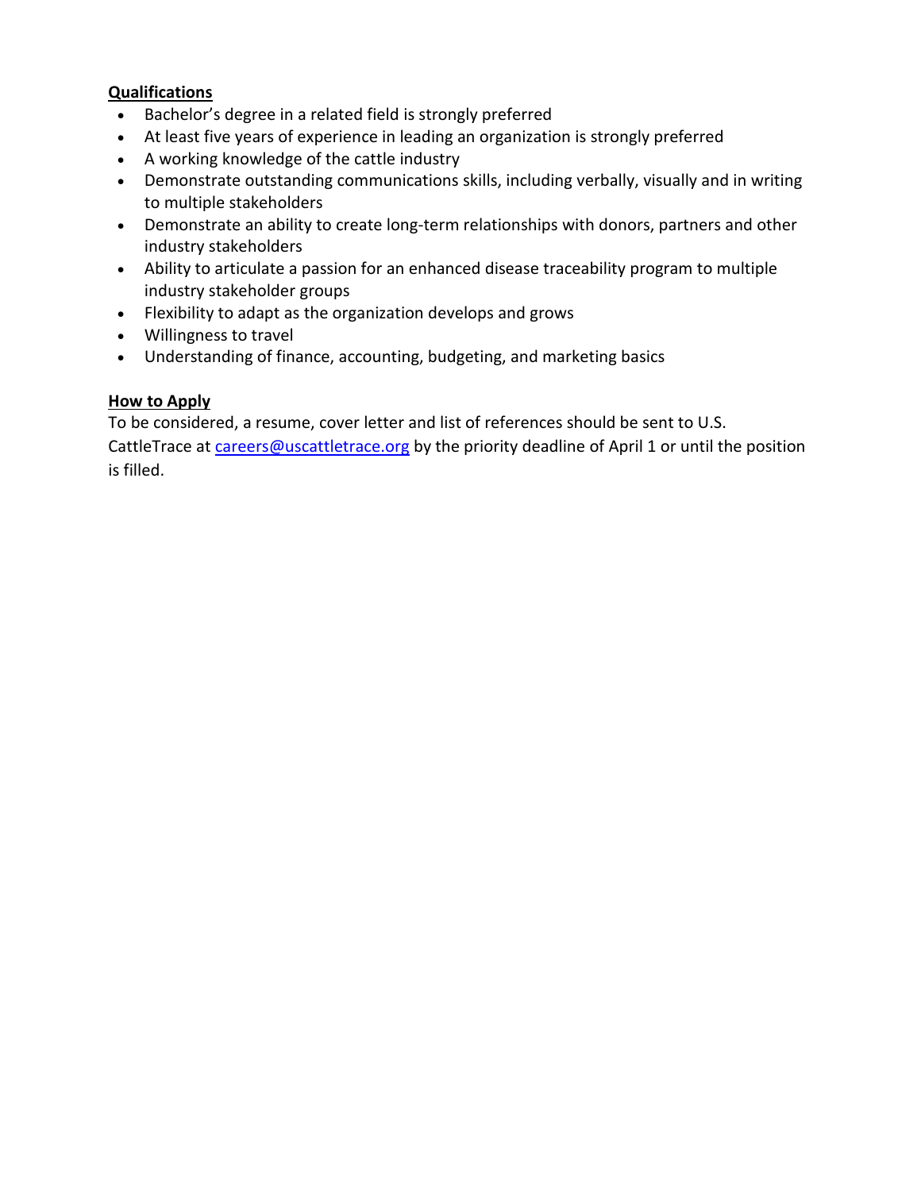**Qualifications**

- Bachelor's degree in a related field is strongly preferred
- At least five years of experience in leading an organization is strongly preferred
- A working knowledge of the cattle industry
- Demonstrate outstanding communications skills, including verbally, visually and in writing to multiple stakeholders
- Demonstrate an ability to create long-term relationships with donors, partners and other industry stakeholders
- Ability to articulate a passion for an enhanced disease traceability program to multiple industry stakeholder groups
- Flexibility to adapt as the organization develops and grows
- Willingness to travel
- Understanding of finance, accounting, budgeting, and marketing basics

**How to Apply**

To be considered, a resume, cover letter and list of references should be sent to U.S. CattleTrace at careers@uscattletrace.org by the priority deadline of April 1 or until the position is filled.